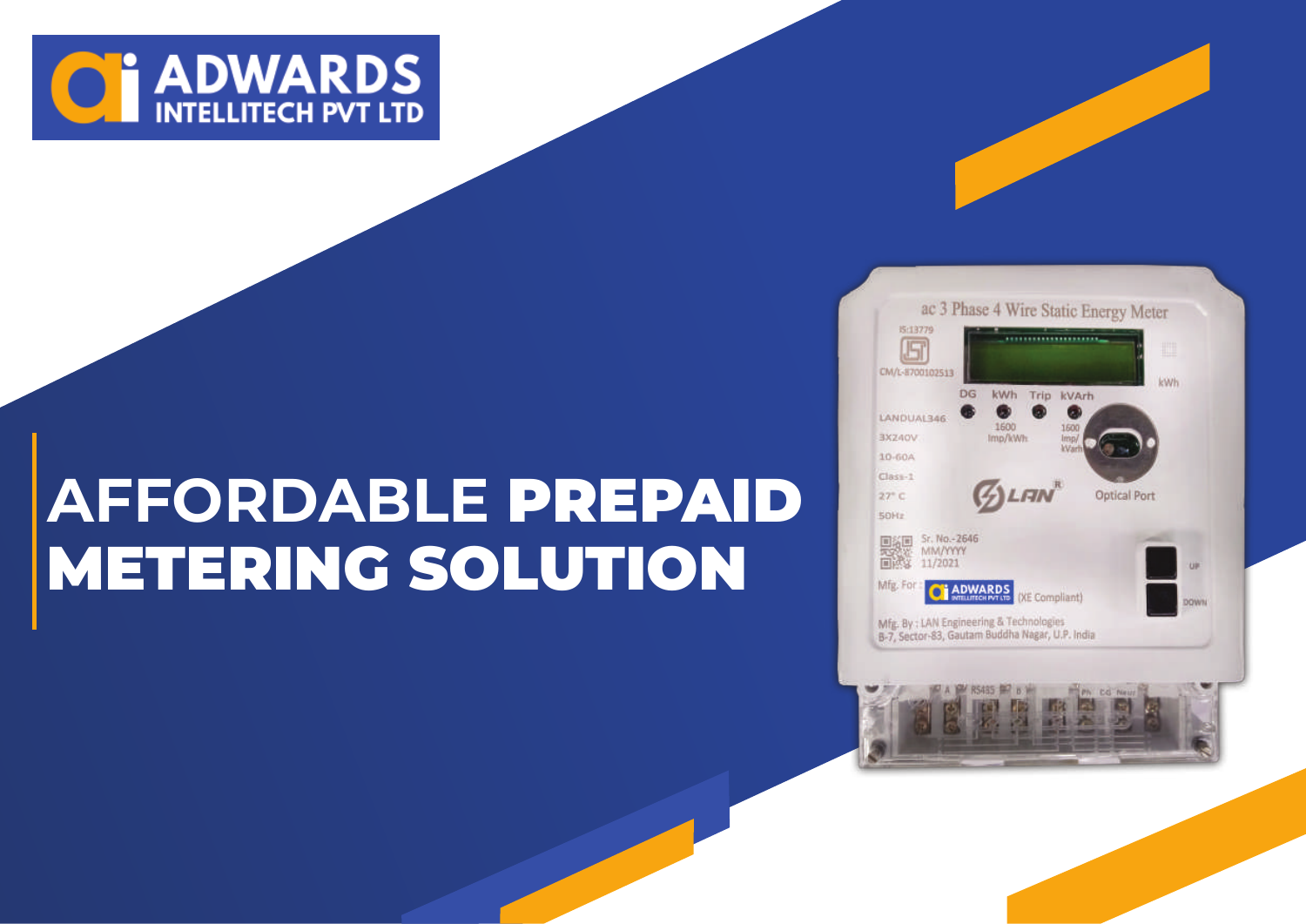# ADWARDS INTELLITECH PVT LTD

# AFFORDABLE **PREPAID METERING SOLUTION**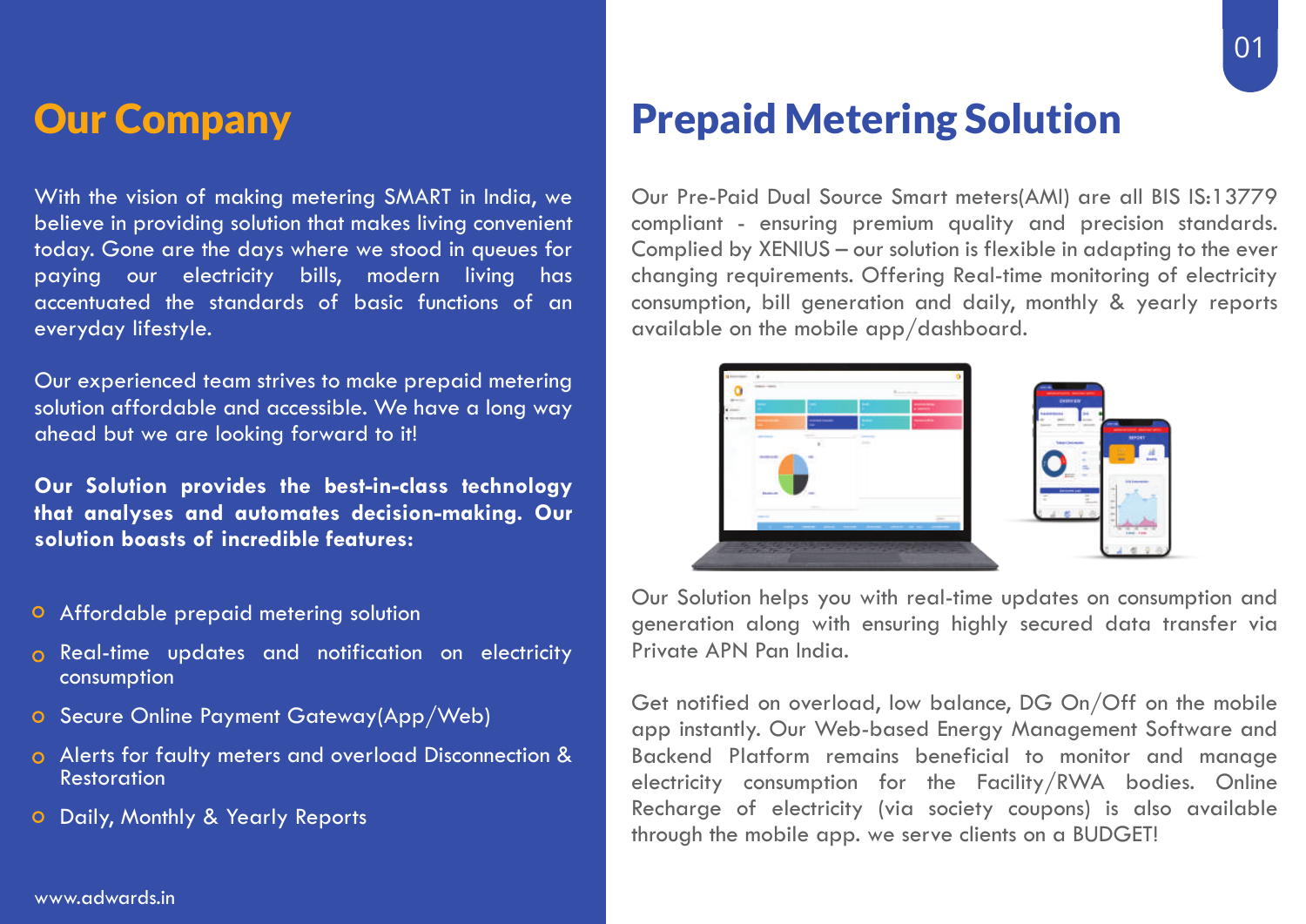# Our Company

With the vision of making metering SMART in India, we believe in providing solution that makes living convenient today. Gone are the days where we stood in queues for paying our electricity bills, modern living has accentuated the standards of basic functions of an everyday lifestyle.

Our experienced team strives to make prepaid metering solution affordable and accessible. We have a long way ahead but we are looking forward to it!

**Our Solution provides the best-in-class technology that analyses and automates decision-making. Our solution boasts of incredible features:**

- Affordable prepaid metering solution
- Real-time updates and notification on electricity consumption
- Secure Online Payment Gateway(App/Web)
- Alerts for faulty meters and overload Disconnection & Restoration
- Daily, Monthly & Yearly Reports

www.adwards.in

# Prepaid Metering Solution

Our Pre-Paid Dual Source Smart meters(AMI) are all BIS IS:13779 compliant - ensuring premium quality and precision standards. Complied by XENIUS – our solution is flexible in adapting to the ever changing requirements. Offering Real-time monitoring of electricity consumption, bill generation and daily, monthly & yearly reports available on the mobile app/dashboard.

Our Solution helps you with real-time updates on consumption and generation along with ensuring highly secured data transfer via Private APN Pan India.

Get notified on overload, low balance, DG On/Off on the mobile app instantly. Our Web-based Energy Management Software and Backend Platform remains beneficial to monitor and manage electricity consumption for the Facility/RWA bodies. Online Recharge of electricity (via society coupons) is also available through the mobile app. we serve clients on a BUDGET!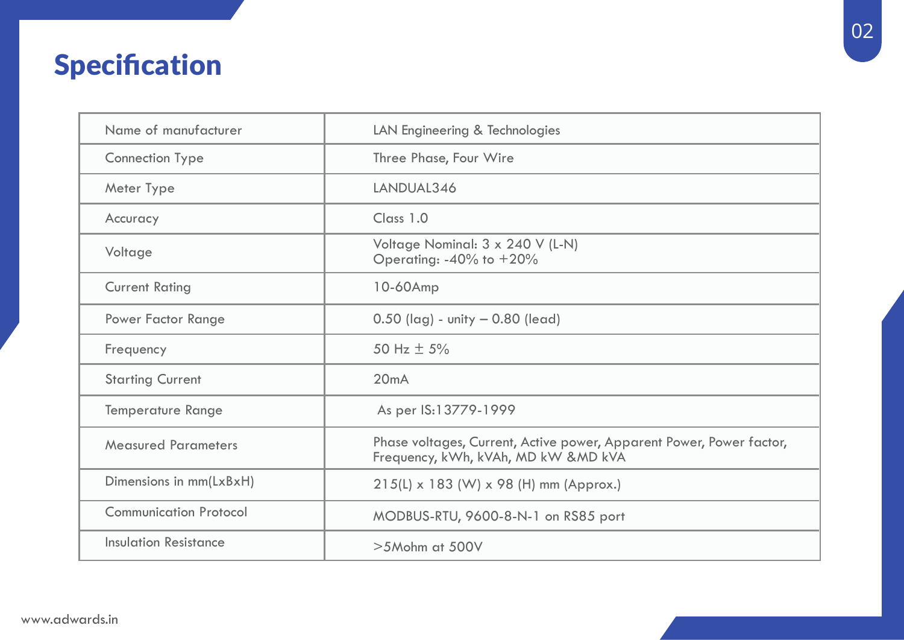# Specification

| | |
|---|---|
| Name of manufacturer | LAN Engineering & Technologies |
| Connection Type | Three Phase, Four Wire |
| Meter Type | LANDUAL346 |
| Accuracy | Class 1.0 |
| Voltage | Voltage Nominal: 3 x 240 V (L-N)<br>Operating: -40% to +20% |
| Current Rating | 10-60Amp |
| Power Factor Range | 0.50 (lag) - unity – 0.80 (lead) |
| Frequency | 50 Hz ± 5% |
| Starting Current | 20mA |
| Temperature Range | As per IS:13779-1999 |
| Measured Parameters | Phase voltages, Current, Active power, Apparent Power, Power factor, Frequency, kWh, kVAh, MD kW &MD kVA |
| Dimensions in mm(LxBxH) | 215(L) x 183 (W) x 98 (H) mm (Approx.) |
| Communication Protocol | MODBUS-RTU, 9600-8-N-1 on RS85 port |
| Insulation Resistance | >5Mohm at 500V |

www.adwards.in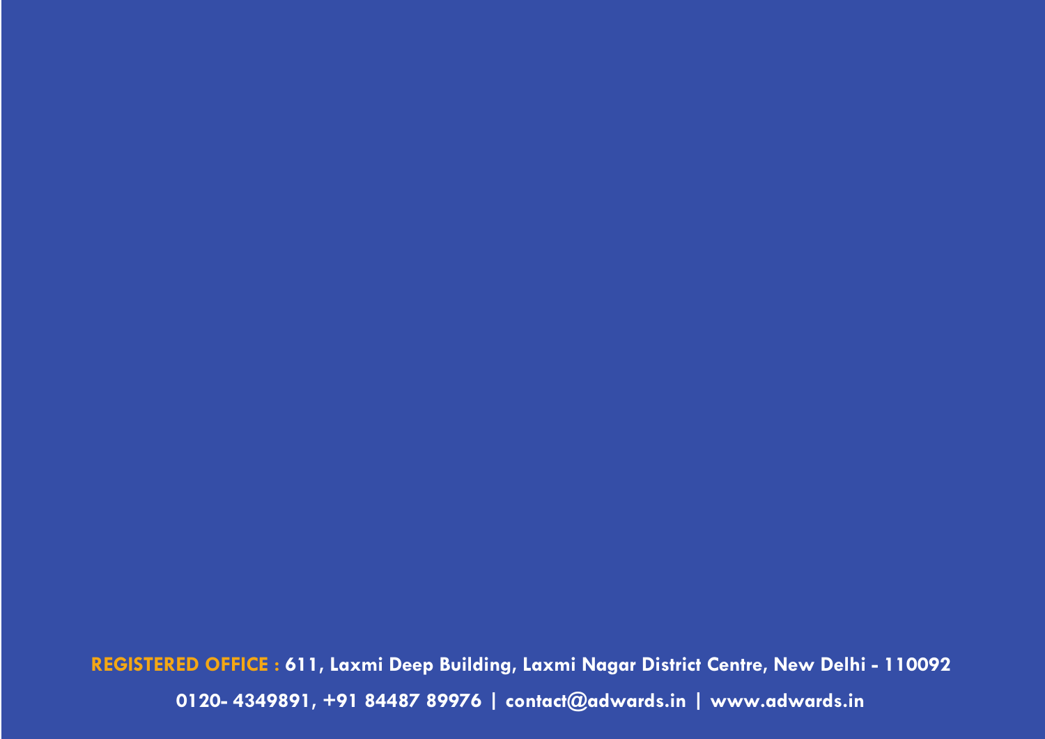**REGISTERED OFFICE :** 611, Laxmi Deep Building, Laxmi Nagar District Centre, New Delhi - 110092

0120- 4349891, +91 84487 89976 | contact@adwards.in | www.adwards.in